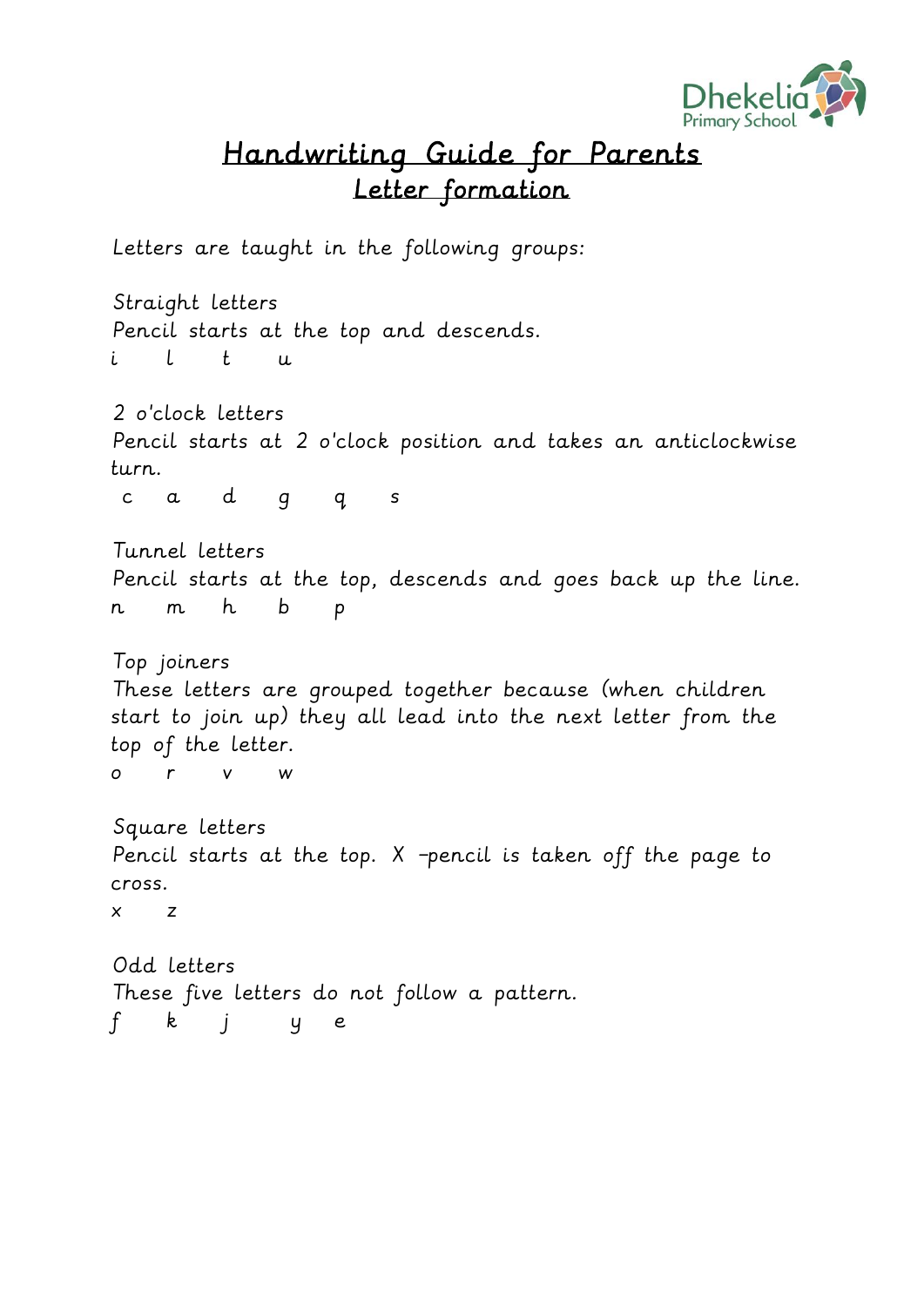# Handwriting Guide for Parents

## Letter formation

Letters are taught in the following groups:

Straight letters
Pencil starts at the top and descends.
i l t u

2 o'clock letters
Pencil starts at 2 o'clock position and takes an anticlockwise turn.
c a d g q s

Tunnel letters
Pencil starts at the top, descends and goes back up the line.
n m h b p

Top joiners
These letters are grouped together because (when children start to join up) they all lead into the next letter from the top of the letter.
o r v w

Square letters
Pencil starts at the top. X –pencil is taken off the page to cross.
x z

Odd letters
These five letters do not follow a pattern.
f k j y e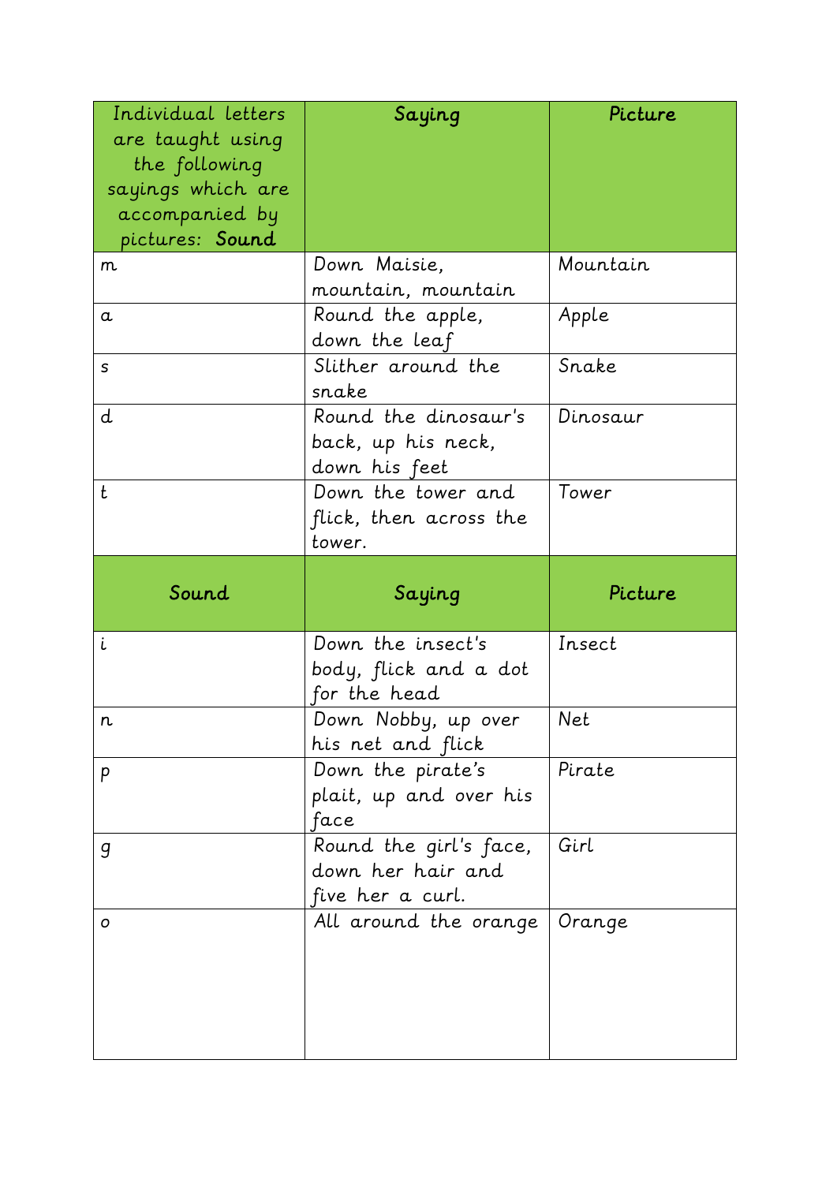| Individual letters are taught using the following sayings which are accompanied by pictures: **Sound** | **Saying** | **Picture** |
|---|---|---|
| m | Down Maisie, mountain, mountain | Mountain |
| a | Round the apple, down the leaf | Apple |
| s | Slither around the snake | Snake |
| d | Round the dinosaur's back, up his neck, down his feet | Dinosaur |
| t | Down the tower and flick, then across the tower. | Tower |
| **Sound** | **Saying** | **Picture** |
| i | Down the insect's body, flick and a dot for the head | Insect |
| n | Down Nobby, up over his net and flick | Net |
| p | Down the pirate's plait, up and over his face | Pirate |
| g | Round the girl's face, down her hair and five her a curl. | Girl |
| o | All around the orange | Orange |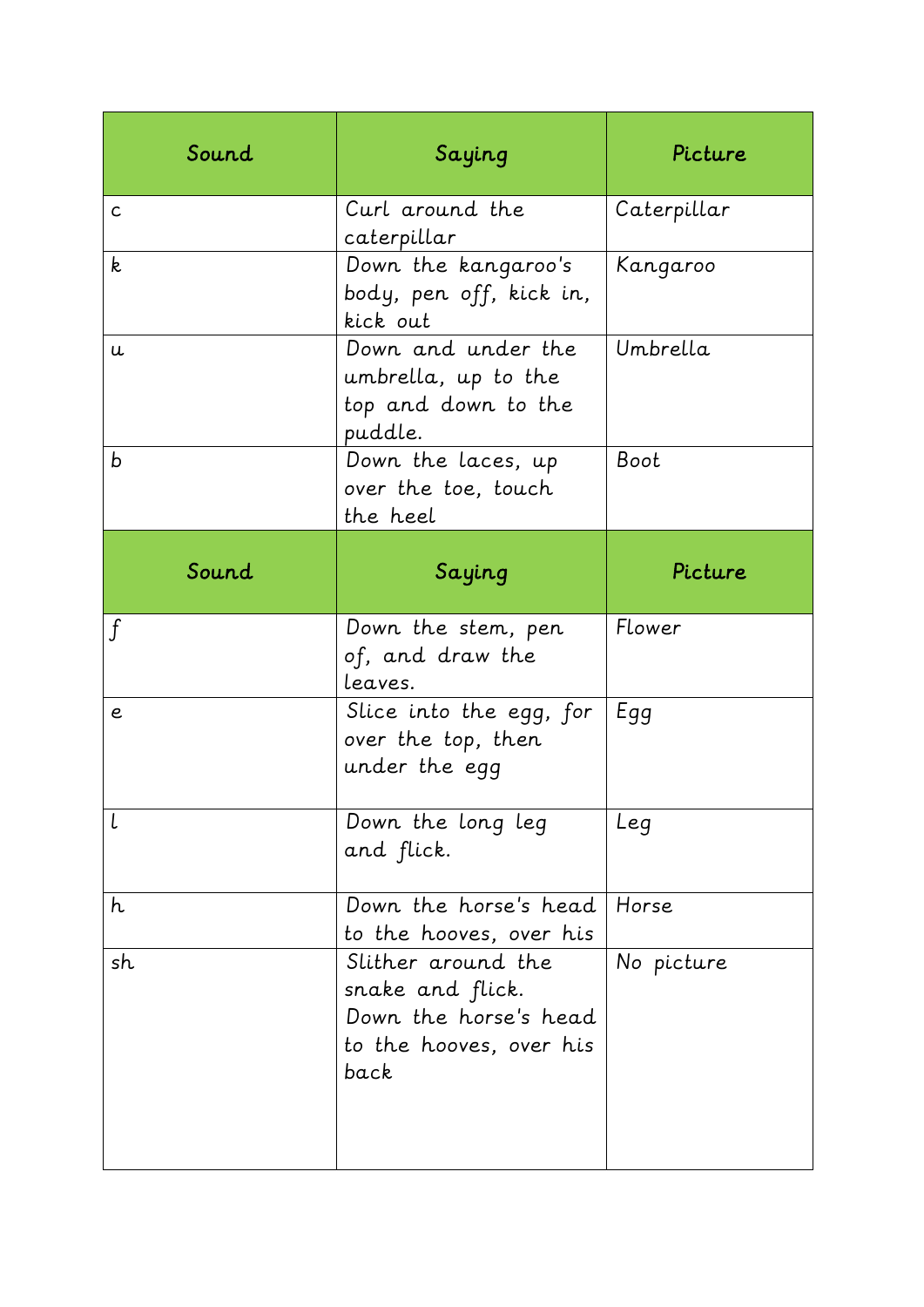| Sound | Saying | Picture |
| --- | --- | --- |
| c | Curl around the caterpillar | Caterpillar |
| k | Down the kangaroo's body, pen off, kick in, kick out | Kangaroo |
| u | Down and under the umbrella, up to the top and down to the puddle. | Umbrella |
| b | Down the laces, up over the toe, touch the heel | Boot |

| Sound | Saying | Picture |
| --- | --- | --- |
| f | Down the stem, pen of, and draw the leaves. | Flower |
| e | Slice into the egg, for over the top, then under the egg | Egg |
| l | Down the long leg and flick. | Leg |
| h | Down the horse's head to the hooves, over his | Horse |
| sh | Slither around the snake and flick. Down the horse's head to the hooves, over his back | No picture |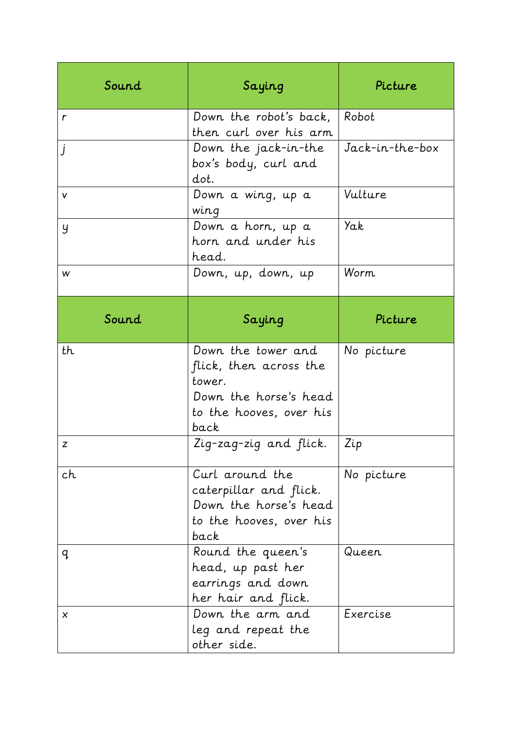| Sound | Saying | Picture |
|---|---|---|
| r | Down the robot's back, then curl over his arm | Robot |
| j | Down the jack-in-the box's body, curl and dot. | Jack-in-the-box |
| v | Down a wing, up a wing | Vulture |
| y | Down a horn, up a horn and under his head. | Yak |
| w | Down, up, down, up | Worm |

| Sound | Saying | Picture |
|---|---|---|
| th | Down the tower and flick, then across the tower.<br>Down the horse's head to the hooves, over his back | No picture |
| z | Zig-zag-zig and flick. | Zip |
| ch | Curl around the caterpillar and flick.<br>Down the horse's head to the hooves, over his back | No picture |
| q | Round the queen's head, up past her earrings and down her hair and flick. | Queen |
| x | Down the arm and leg and repeat the other side. | Exercise |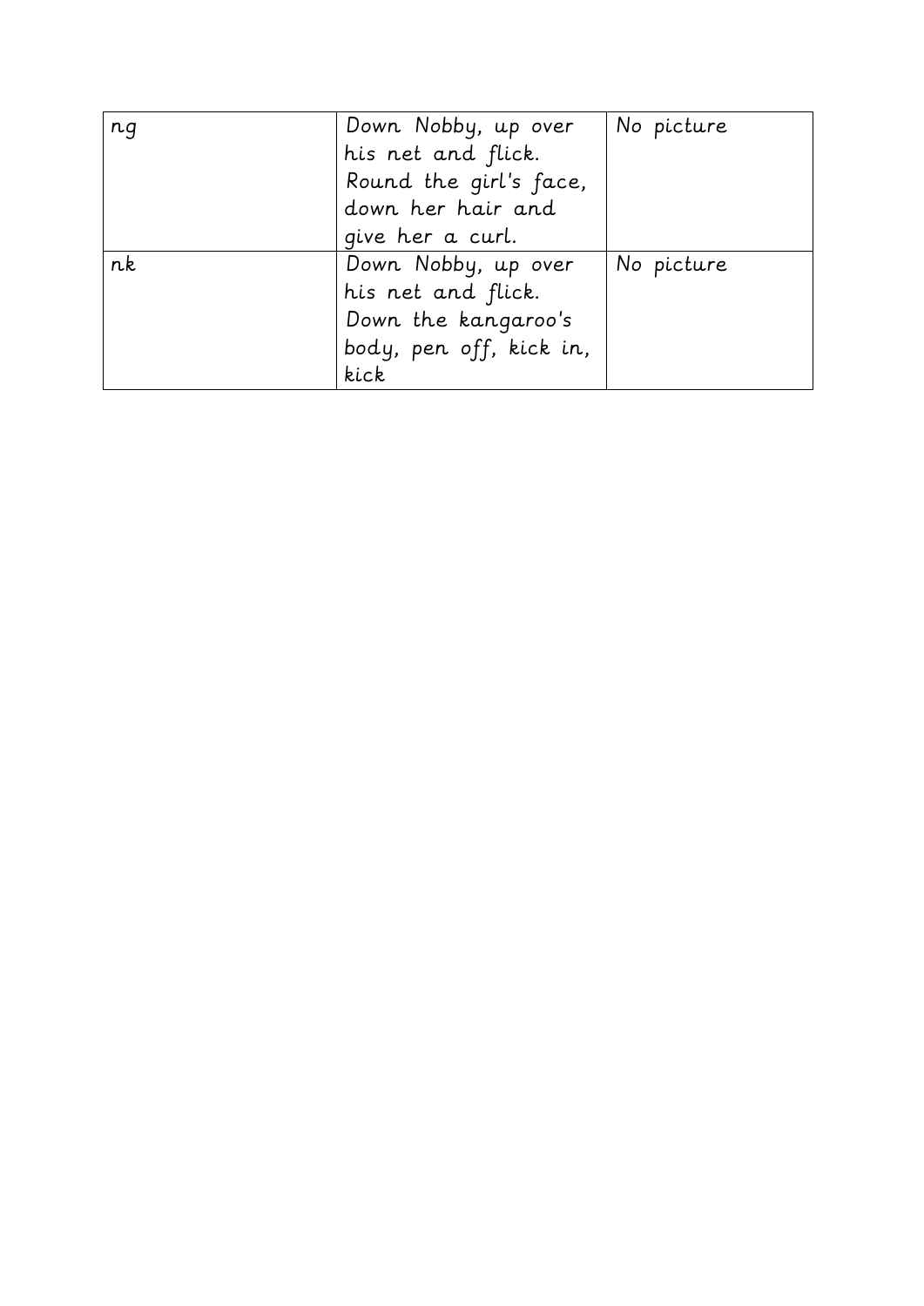| | | |
|---|---|---|
| ng | Down Nobby, up over his net and flick. Round the girl's face, down her hair and give her a curl. | No picture |
| nk | Down Nobby, up over his net and flick. Down the kangaroo's body, pen off, kick in, kick | No picture |